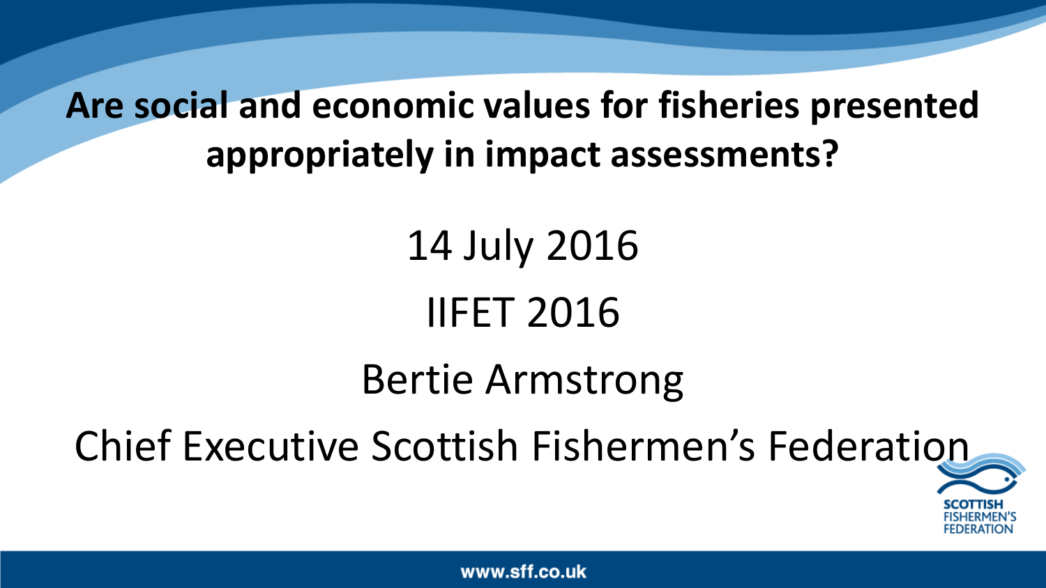# Are social and economic values for fisheries presented appropriately in impact assessments?

14 July 2016

IIFET 2016

Bertie Armstrong

Chief Executive Scottish Fishermen's Federation

www.sff.co.uk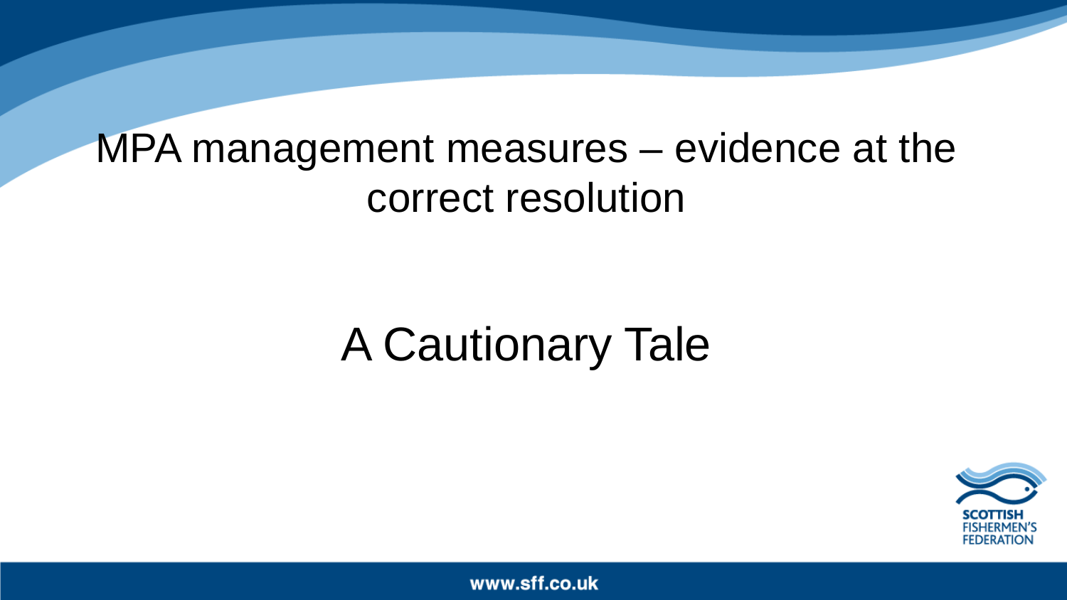# MPA management measures – evidence at the correct resolution

## A Cautionary Tale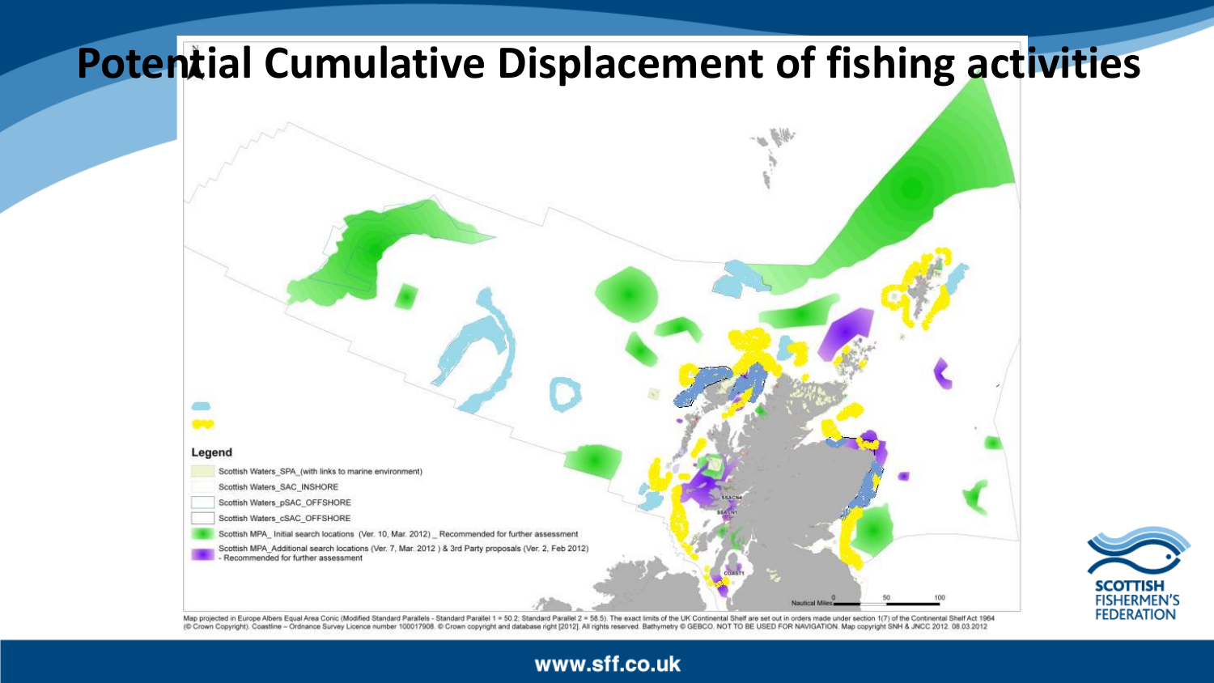# Potential Cumulative Displacement of fishing activities

**Legend**

- Scottish Waters_SPA_(with links to marine environment)
- Scottish Waters_SAC_INSHORE
- Scottish Waters_pSAC_OFFSHORE
- Scottish Waters_cSAC_OFFSHORE
- Scottish MPA_ Initial search locations (Ver. 10, Mar. 2012) _ Recommended for further assessment
- Scottish MPA_Additional search locations (Ver. 7, Mar. 2012 ) & 3rd Party proposals (Ver. 2, Feb 2012) - Recommended for further assessment

Nautical Miles 0 50 100

Map projected in Europe Albers Equal Area Conic (Modified Standard Parallels - Standard Parallel 1 = 50.2; Standard Parallel 2 = 58.5). The exact limits of the UK Continental Shelf are set out in orders made under section 1(7) of the Continental Shelf Act 1964 (© Crown Copyright). Coastline – Ordnance Survey Licence number 100017908. © Crown copyright and database right [2012]. All rights reserved. Bathymetry © GEBCO. NOT TO BE USED FOR NAVIGATION. Map copyright SNH & JNCC 2012. 08.03.2012

SCOTTISH FISHERMEN'S FEDERATION

www.sff.co.uk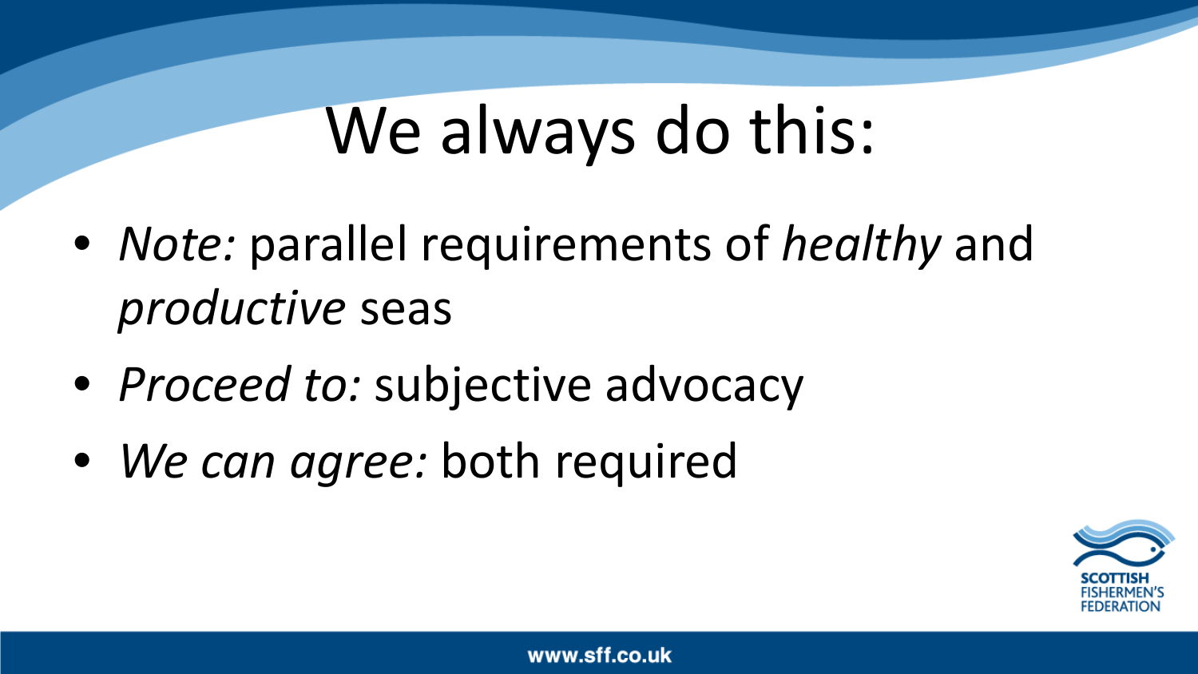# We always do this:

- *Note:* parallel requirements of *healthy* and *productive* seas
- *Proceed to:* subjective advocacy
- *We can agree:* both required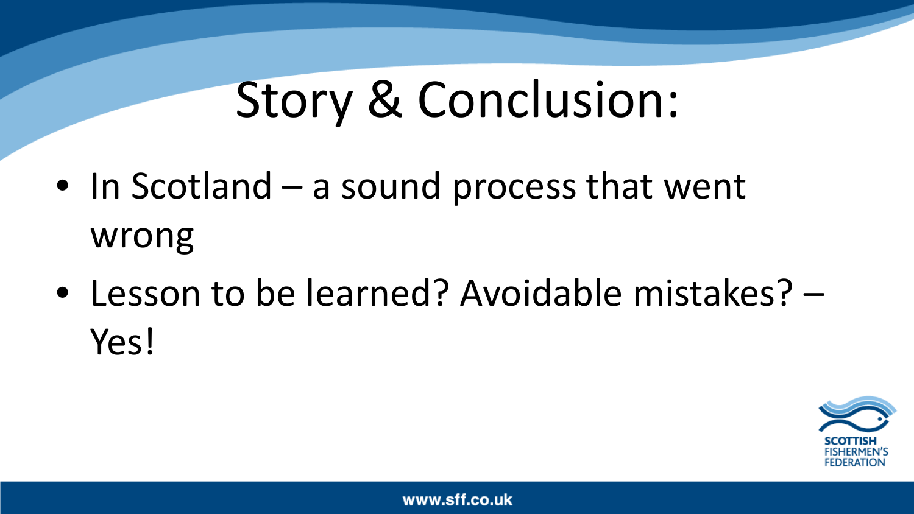# Story & Conclusion:

- In Scotland – a sound process that went wrong
- Lesson to be learned? Avoidable mistakes? – Yes!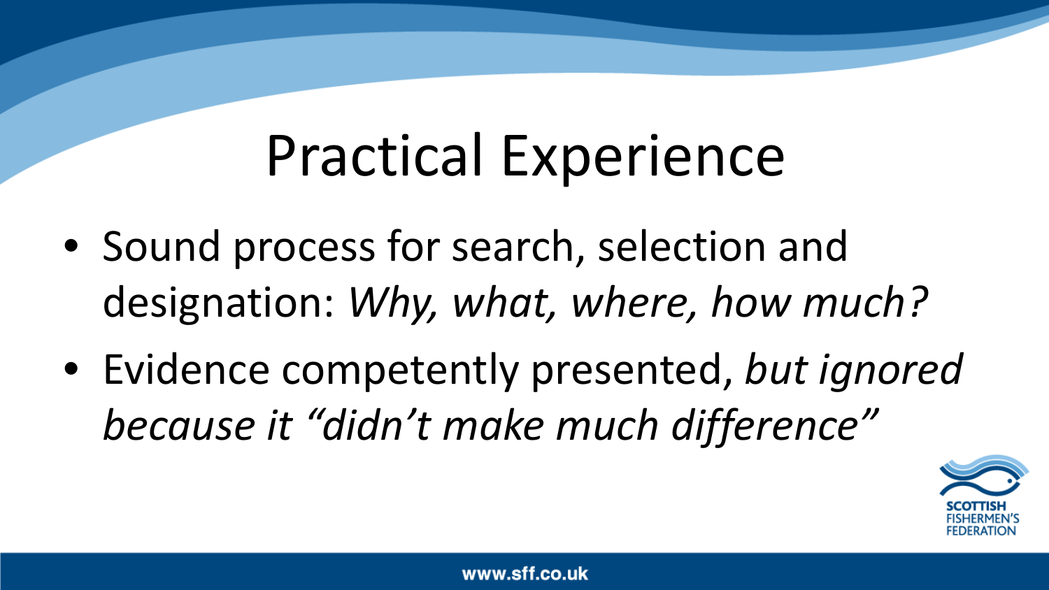# Practical Experience

- Sound process for search, selection and designation: *Why, what, where, how much?*
- Evidence competently presented, *but ignored because it "didn't make much difference"*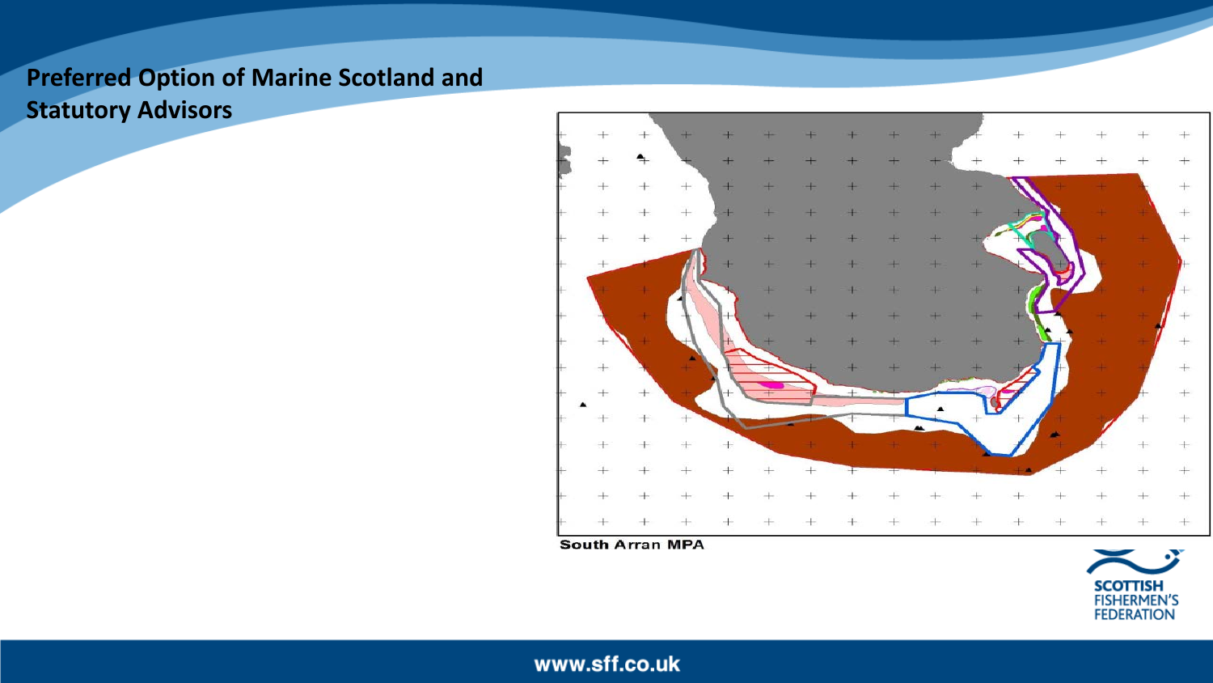# Preferred Option of Marine Scotland and Statutory Advisors

South Arran MPA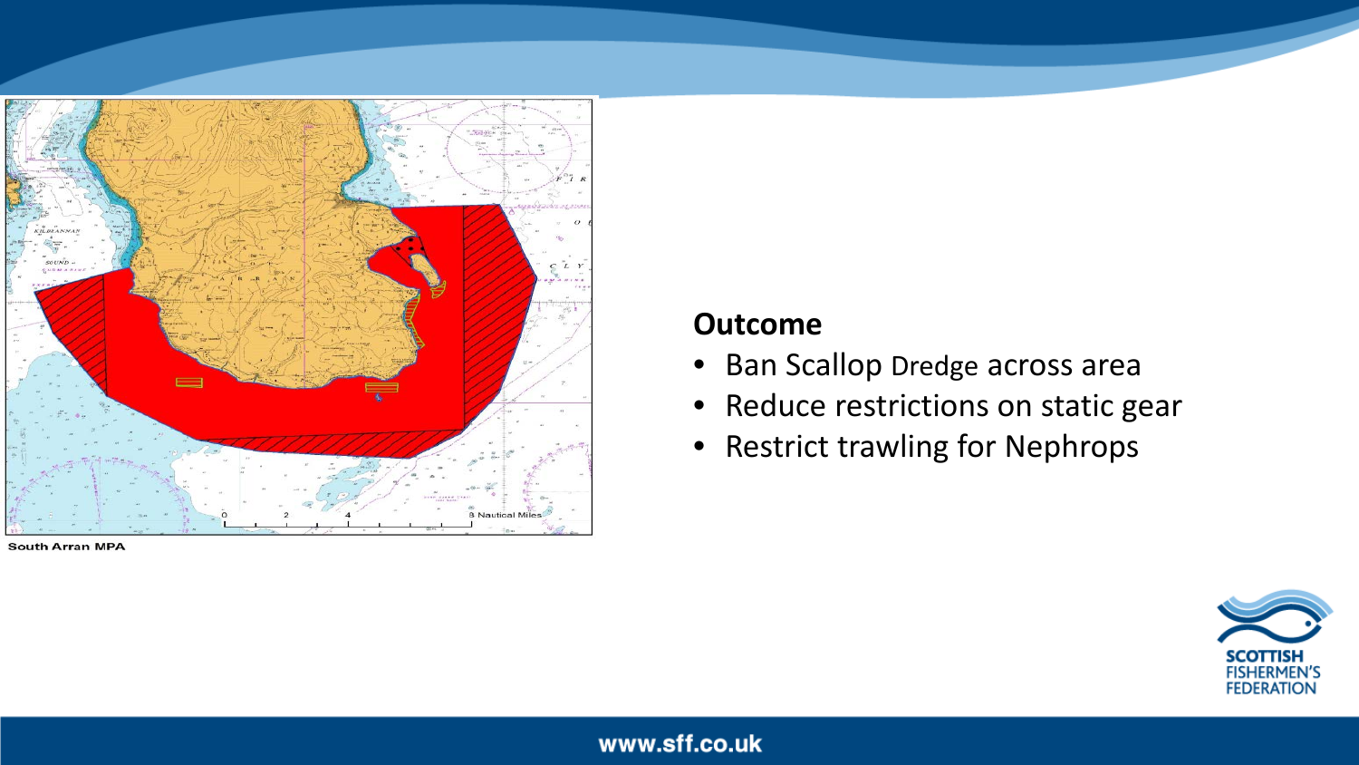South Arran MPA

## Outcome

- Ban Scallop Dredge across area
- Reduce restrictions on static gear
- Restrict trawling for Nephrops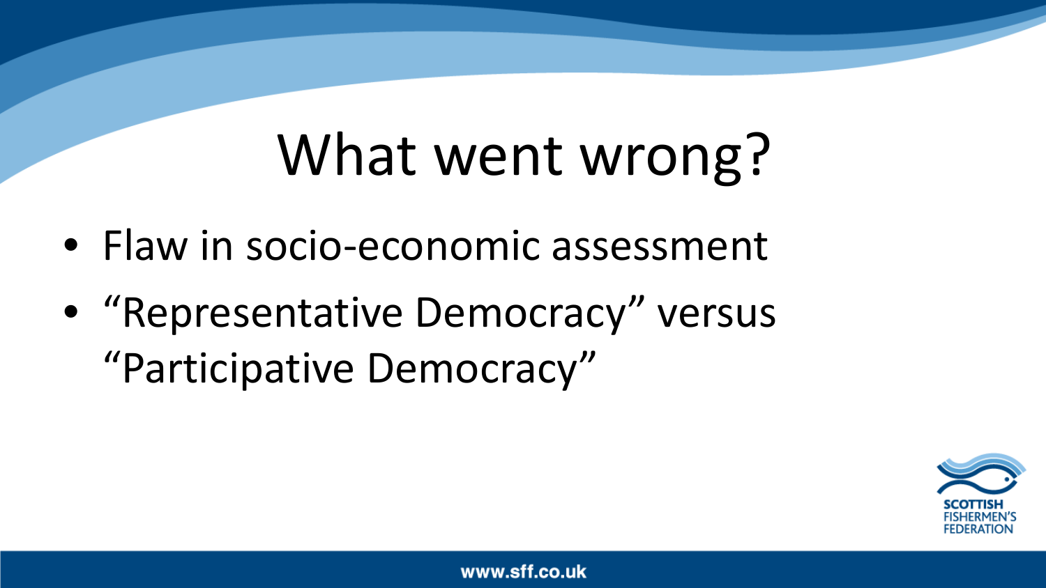# What went wrong?

- Flaw in socio-economic assessment
- "Representative Democracy" versus "Participative Democracy"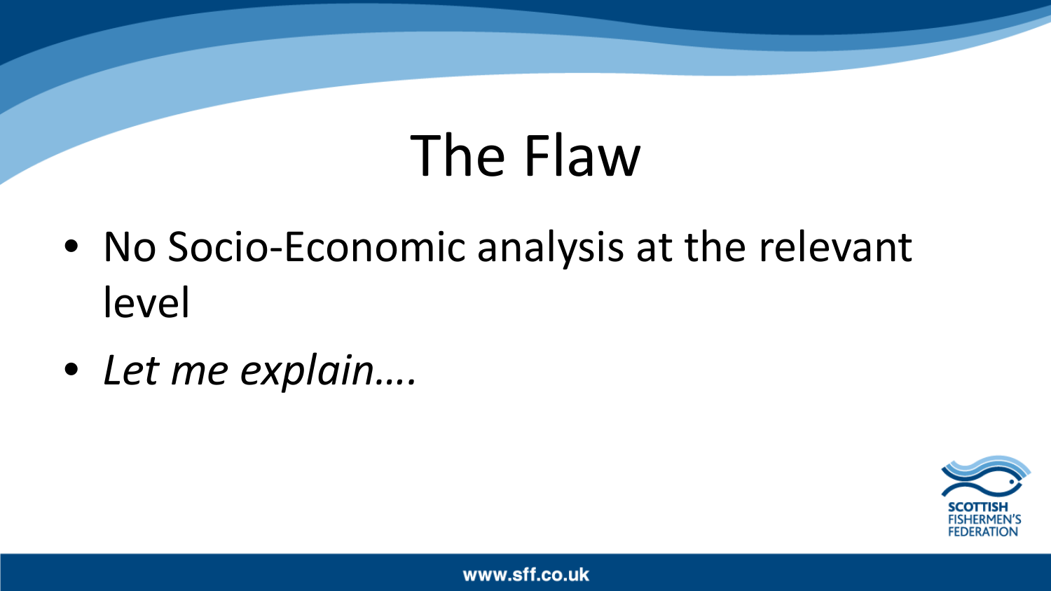# The Flaw

- No Socio-Economic analysis at the relevant level
- *Let me explain….*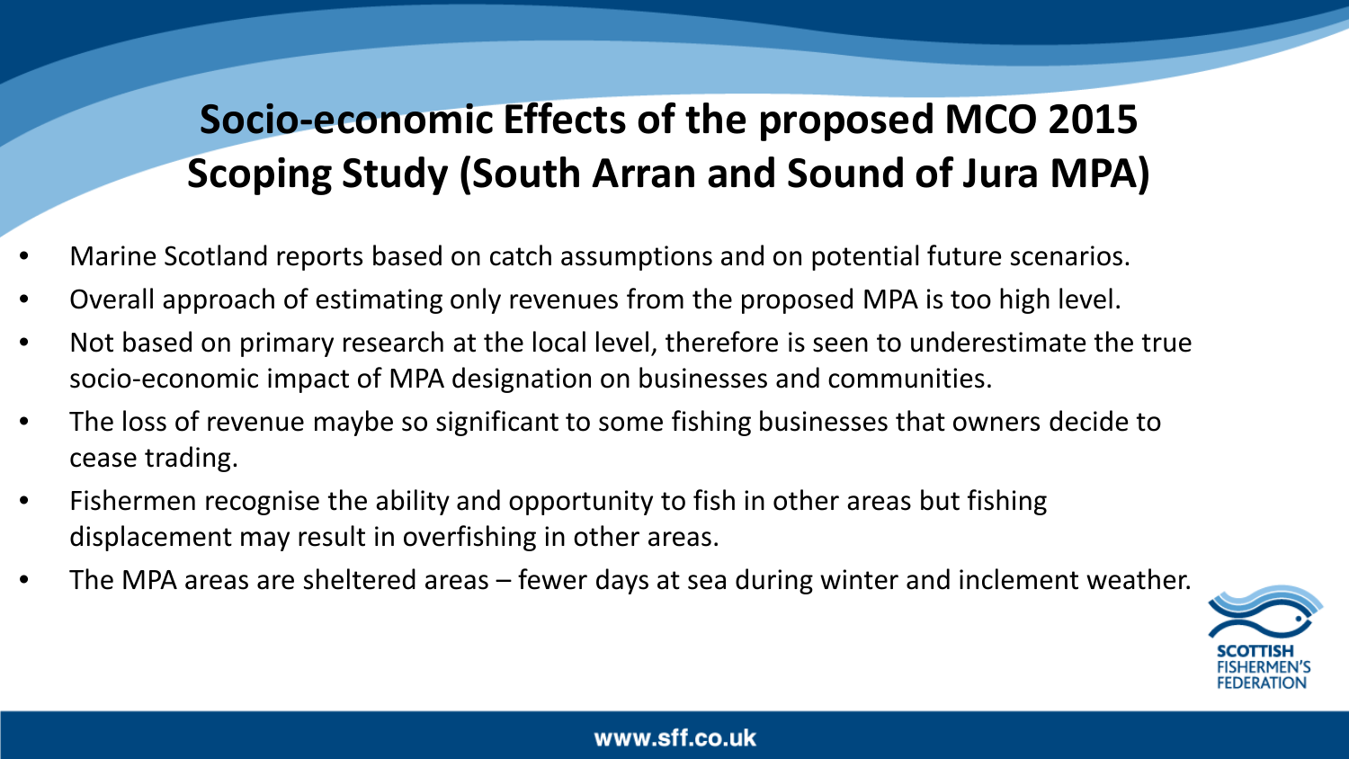# Socio-economic Effects of the proposed MCO 2015 Scoping Study (South Arran and Sound of Jura MPA)

- Marine Scotland reports based on catch assumptions and on potential future scenarios.
- Overall approach of estimating only revenues from the proposed MPA is too high level.
- Not based on primary research at the local level, therefore is seen to underestimate the true socio-economic impact of MPA designation on businesses and communities.
- The loss of revenue maybe so significant to some fishing businesses that owners decide to cease trading.
- Fishermen recognise the ability and opportunity to fish in other areas but fishing displacement may result in overfishing in other areas.
- The MPA areas are sheltered areas – fewer days at sea during winter and inclement weather.

SCOTTISH FISHERMEN'S FEDERATION

www.sff.co.uk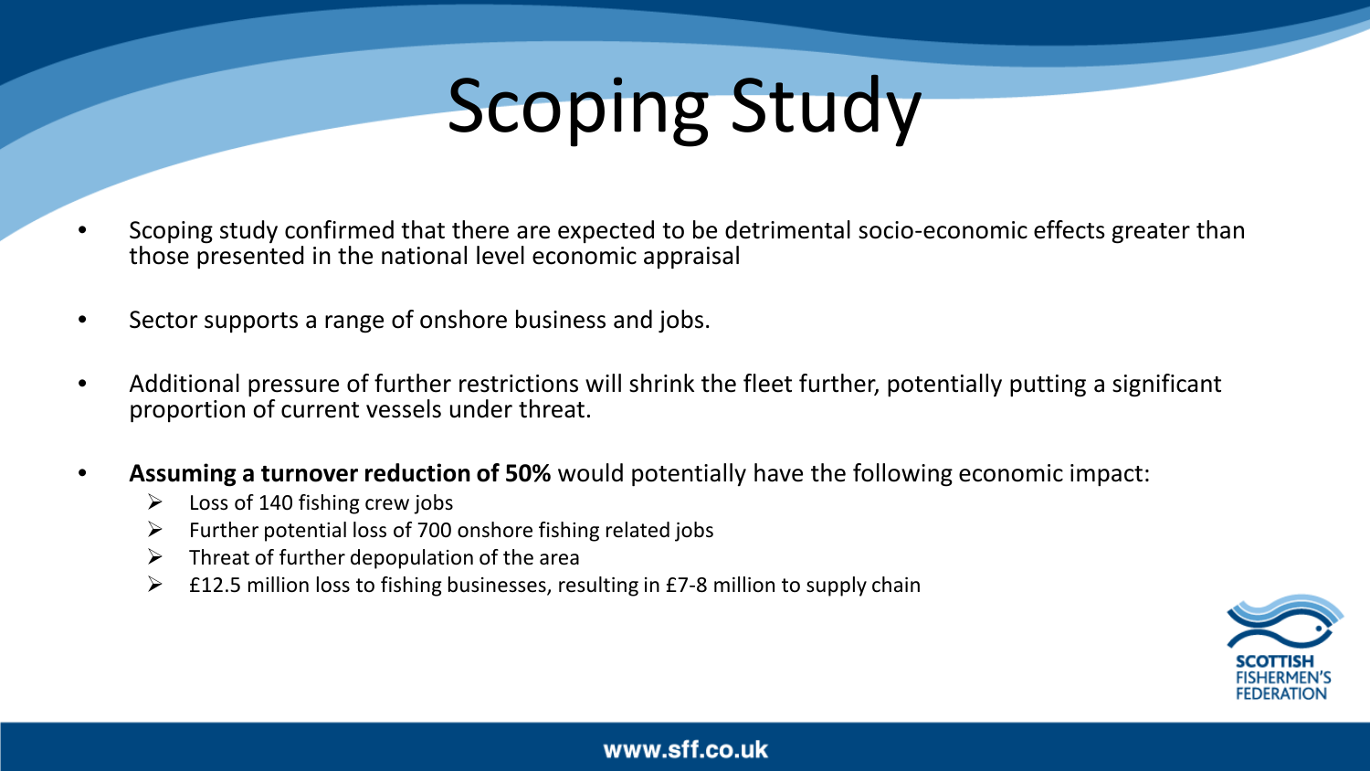# Scoping Study

- Scoping study confirmed that there are expected to be detrimental socio-economic effects greater than those presented in the national level economic appraisal
- Sector supports a range of onshore business and jobs.
- Additional pressure of further restrictions will shrink the fleet further, potentially putting a significant proportion of current vessels under threat.
- **Assuming a turnover reduction of 50%** would potentially have the following economic impact:
  - Loss of 140 fishing crew jobs
  - Further potential loss of 700 onshore fishing related jobs
  - Threat of further depopulation of the area
  - £12.5 million loss to fishing businesses, resulting in £7-8 million to supply chain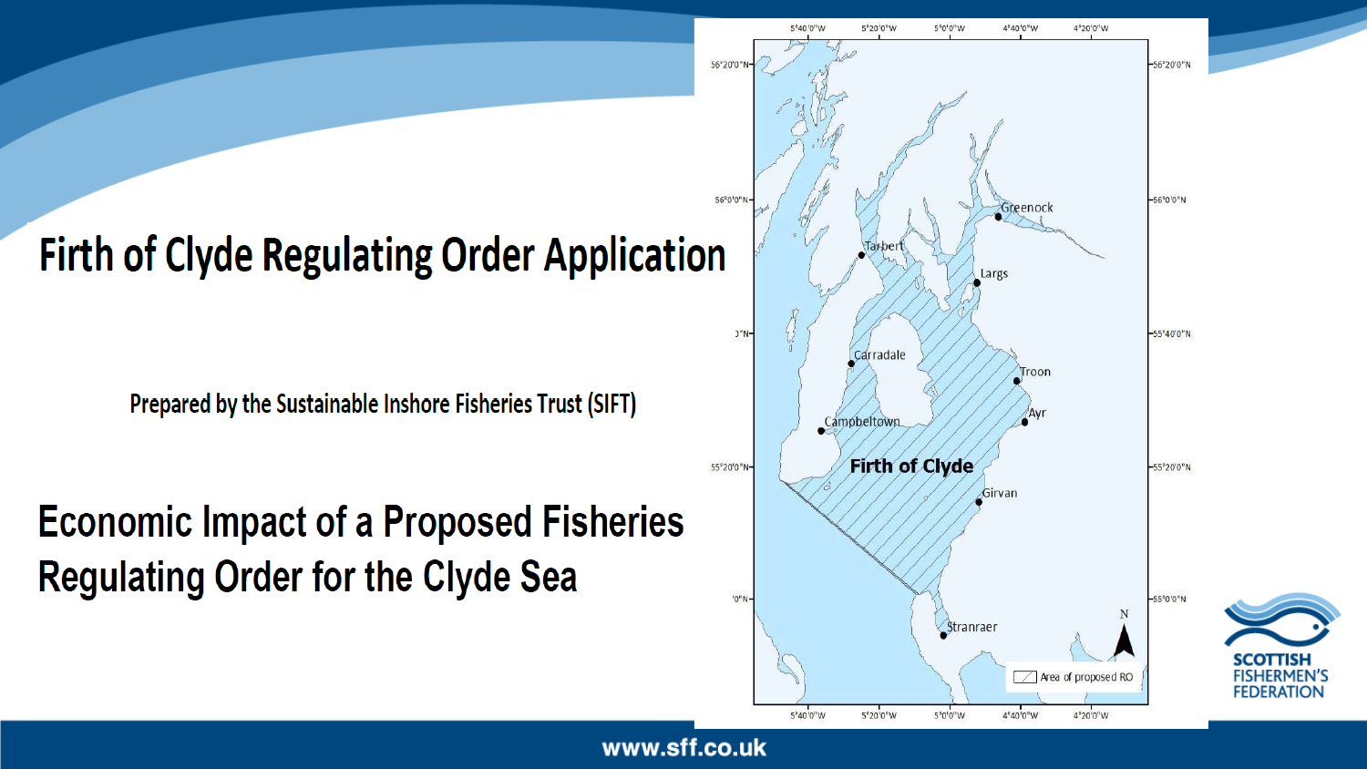# Firth of Clyde Regulating Order Application

Prepared by the Sustainable Inshore Fisheries Trust (SIFT)

## Economic Impact of a Proposed Fisheries Regulating Order for the Clyde Sea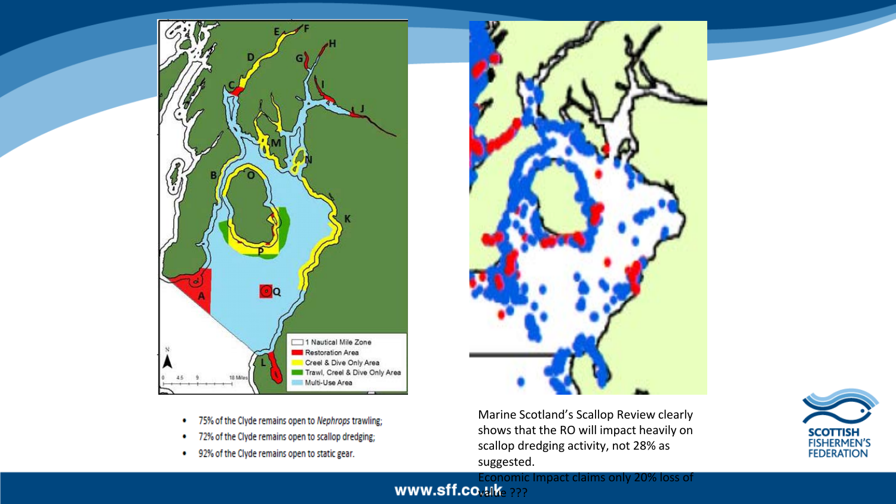- 75% of the Clyde remains open to *Nephrops* trawling;
- 72% of the Clyde remains open to scallop dredging;
- 92% of the Clyde remains open to static gear.

Marine Scotland's Scallop Review clearly shows that the RO will impact heavily on scallop dredging activity, not 28% as suggested.

Economic Impact claims only 20% loss of value ???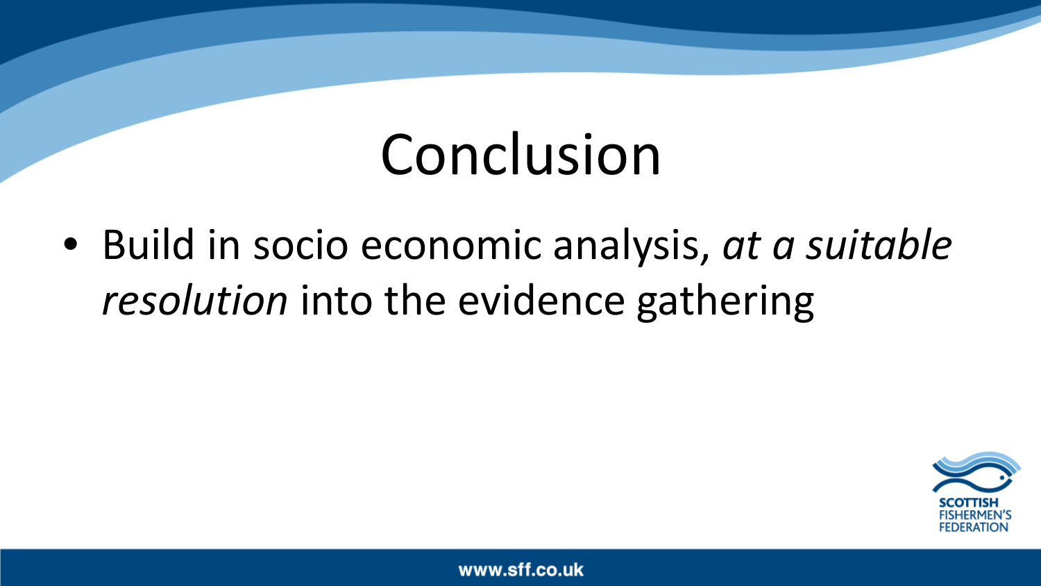# Conclusion

- Build in socio economic analysis, *at a suitable resolution* into the evidence gathering